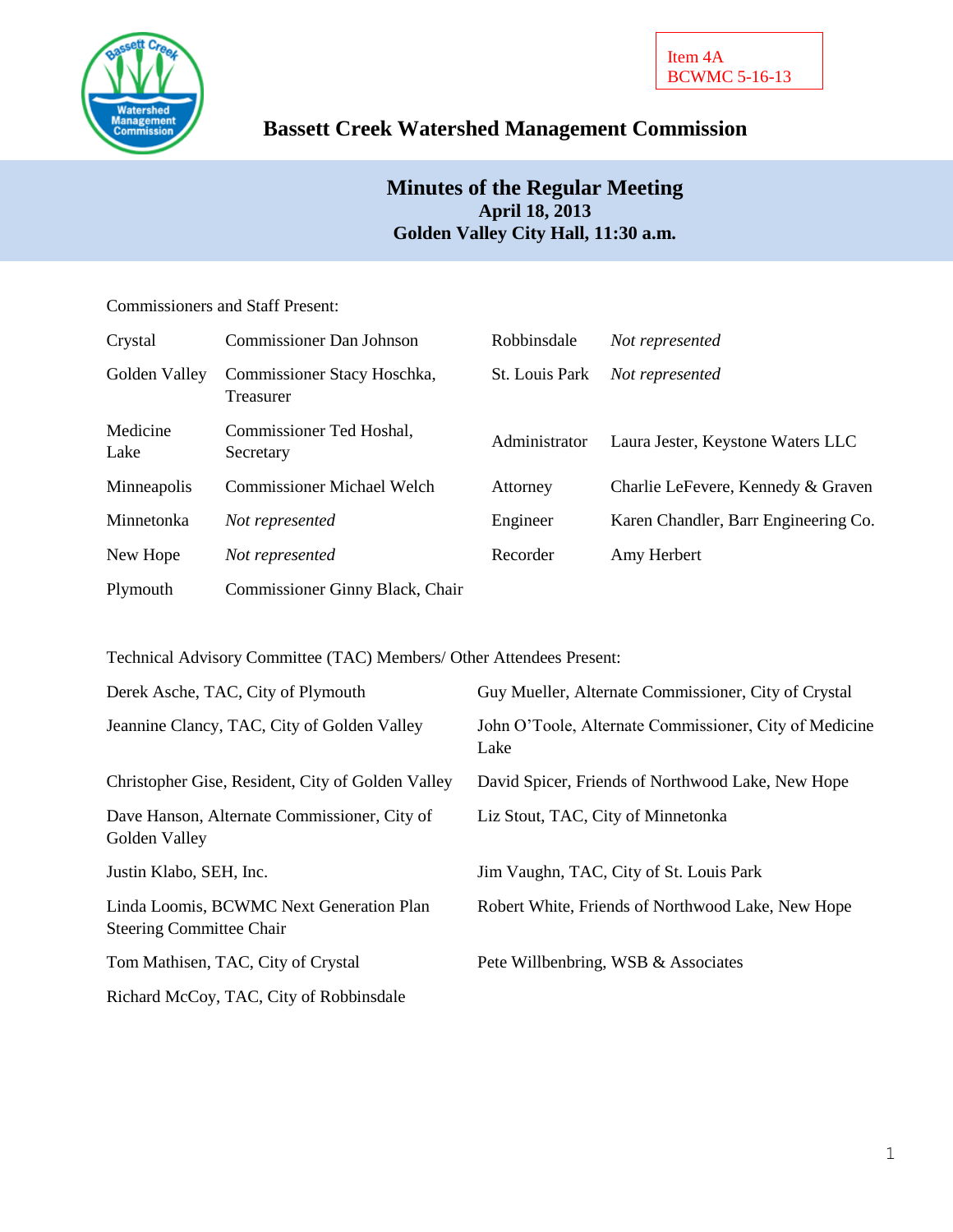Item 4A
BCWMC 5-16-13

# Bassett Creek Watershed Management Commission

## Minutes of the Regular Meeting
**April 18, 2013**
**Golden Valley City Hall, 11:30 a.m.**

Commissioners and Staff Present:

| | | | |
|---|---|---|---|
| Crystal | Commissioner Dan Johnson | Robbinsdale | *Not represented* |
| Golden Valley | Commissioner Stacy Hoschka, Treasurer | St. Louis Park | *Not represented* |
| Medicine Lake | Commissioner Ted Hoshal, Secretary | Administrator | Laura Jester, Keystone Waters LLC |
| Minneapolis | Commissioner Michael Welch | Attorney | Charlie LeFevere, Kennedy & Graven |
| Minnetonka | *Not represented* | Engineer | Karen Chandler, Barr Engineering Co. |
| New Hope | *Not represented* | Recorder | Amy Herbert |
| Plymouth | Commissioner Ginny Black, Chair | | |

Technical Advisory Committee (TAC) Members/ Other Attendees Present:

| | |
|---|---|
| Derek Asche, TAC, City of Plymouth | Guy Mueller, Alternate Commissioner, City of Crystal |
| Jeannine Clancy, TAC, City of Golden Valley | John O'Toole, Alternate Commissioner, City of Medicine Lake |
| Christopher Gise, Resident, City of Golden Valley | David Spicer, Friends of Northwood Lake, New Hope |
| Dave Hanson, Alternate Commissioner, City of Golden Valley | Liz Stout, TAC, City of Minnetonka |
| Justin Klabo, SEH, Inc. | Jim Vaughn, TAC, City of St. Louis Park |
| Linda Loomis, BCWMC Next Generation Plan Steering Committee Chair | Robert White, Friends of Northwood Lake, New Hope |
| Tom Mathisen, TAC, City of Crystal | Pete Willbenbring, WSB & Associates |
| Richard McCoy, TAC, City of Robbinsdale | |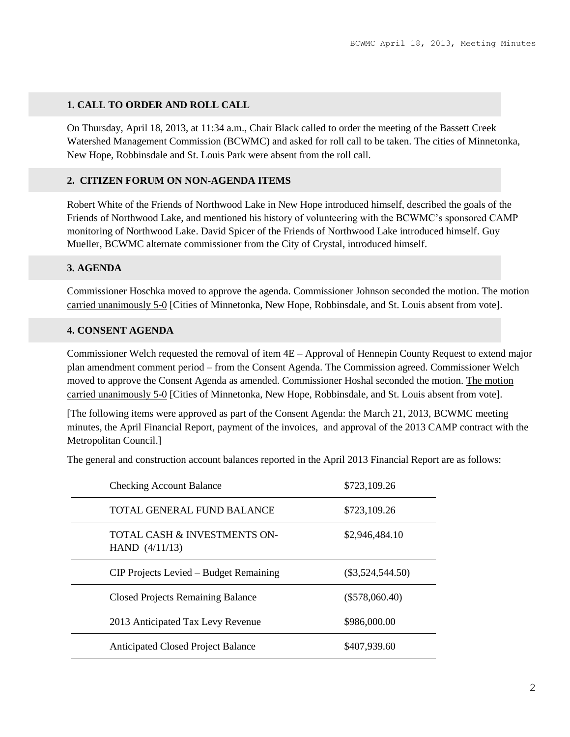## 1. CALL TO ORDER AND ROLL CALL

On Thursday, April 18, 2013, at 11:34 a.m., Chair Black called to order the meeting of the Bassett Creek Watershed Management Commission (BCWMC) and asked for roll call to be taken. The cities of Minnetonka, New Hope, Robbinsdale and St. Louis Park were absent from the roll call.

## 2. CITIZEN FORUM ON NON-AGENDA ITEMS

Robert White of the Friends of Northwood Lake in New Hope introduced himself, described the goals of the Friends of Northwood Lake, and mentioned his history of volunteering with the BCWMC's sponsored CAMP monitoring of Northwood Lake. David Spicer of the Friends of Northwood Lake introduced himself. Guy Mueller, BCWMC alternate commissioner from the City of Crystal, introduced himself.

## 3. AGENDA

Commissioner Hoschka moved to approve the agenda. Commissioner Johnson seconded the motion. The motion carried unanimously 5-0 [Cities of Minnetonka, New Hope, Robbinsdale, and St. Louis absent from vote].

## 4. CONSENT AGENDA

Commissioner Welch requested the removal of item 4E – Approval of Hennepin County Request to extend major plan amendment comment period – from the Consent Agenda. The Commission agreed. Commissioner Welch moved to approve the Consent Agenda as amended. Commissioner Hoshal seconded the motion. The motion carried unanimously 5-0 [Cities of Minnetonka, New Hope, Robbinsdale, and St. Louis absent from vote].

[The following items were approved as part of the Consent Agenda: the March 21, 2013, BCWMC meeting minutes, the April Financial Report, payment of the invoices, and approval of the 2013 CAMP contract with the Metropolitan Council.]

The general and construction account balances reported in the April 2013 Financial Report are as follows:

| | |
|---|---|
| Checking Account Balance | $723,109.26 |
| TOTAL GENERAL FUND BALANCE | $723,109.26 |
| TOTAL CASH & INVESTMENTS ON-HAND (4/11/13) | $2,946,484.10 |
| CIP Projects Levied – Budget Remaining | ($3,524,544.50) |
| Closed Projects Remaining Balance | ($578,060.40) |
| 2013 Anticipated Tax Levy Revenue | $986,000.00 |
| Anticipated Closed Project Balance | $407,939.60 |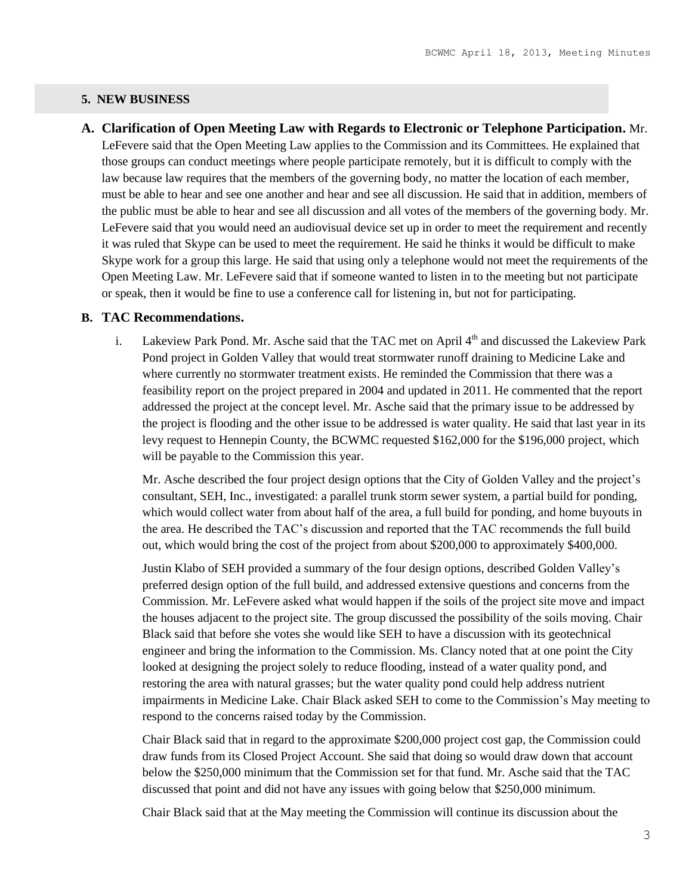## 5. NEW BUSINESS

**A. Clarification of Open Meeting Law with Regards to Electronic or Telephone Participation.** Mr. LeFevere said that the Open Meeting Law applies to the Commission and its Committees. He explained that those groups can conduct meetings where people participate remotely, but it is difficult to comply with the law because law requires that the members of the governing body, no matter the location of each member, must be able to hear and see one another and hear and see all discussion. He said that in addition, members of the public must be able to hear and see all discussion and all votes of the members of the governing body. Mr. LeFevere said that you would need an audiovisual device set up in order to meet the requirement and recently it was ruled that Skype can be used to meet the requirement. He said he thinks it would be difficult to make Skype work for a group this large. He said that using only a telephone would not meet the requirements of the Open Meeting Law. Mr. LeFevere said that if someone wanted to listen in to the meeting but not participate or speak, then it would be fine to use a conference call for listening in, but not for participating.

**B. TAC Recommendations.**

i. Lakeview Park Pond. Mr. Asche said that the TAC met on April 4th and discussed the Lakeview Park Pond project in Golden Valley that would treat stormwater runoff draining to Medicine Lake and where currently no stormwater treatment exists. He reminded the Commission that there was a feasibility report on the project prepared in 2004 and updated in 2011. He commented that the report addressed the project at the concept level. Mr. Asche said that the primary issue to be addressed by the project is flooding and the other issue to be addressed is water quality. He said that last year in its levy request to Hennepin County, the BCWMC requested $162,000 for the $196,000 project, which will be payable to the Commission this year.

Mr. Asche described the four project design options that the City of Golden Valley and the project's consultant, SEH, Inc., investigated: a parallel trunk storm sewer system, a partial build for ponding, which would collect water from about half of the area, a full build for ponding, and home buyouts in the area. He described the TAC's discussion and reported that the TAC recommends the full build out, which would bring the cost of the project from about $200,000 to approximately $400,000.

Justin Klabo of SEH provided a summary of the four design options, described Golden Valley's preferred design option of the full build, and addressed extensive questions and concerns from the Commission. Mr. LeFevere asked what would happen if the soils of the project site move and impact the houses adjacent to the project site. The group discussed the possibility of the soils moving. Chair Black said that before she votes she would like SEH to have a discussion with its geotechnical engineer and bring the information to the Commission. Ms. Clancy noted that at one point the City looked at designing the project solely to reduce flooding, instead of a water quality pond, and restoring the area with natural grasses; but the water quality pond could help address nutrient impairments in Medicine Lake. Chair Black asked SEH to come to the Commission's May meeting to respond to the concerns raised today by the Commission.

Chair Black said that in regard to the approximate $200,000 project cost gap, the Commission could draw funds from its Closed Project Account. She said that doing so would draw down that account below the $250,000 minimum that the Commission set for that fund. Mr. Asche said that the TAC discussed that point and did not have any issues with going below that $250,000 minimum.

Chair Black said that at the May meeting the Commission will continue its discussion about the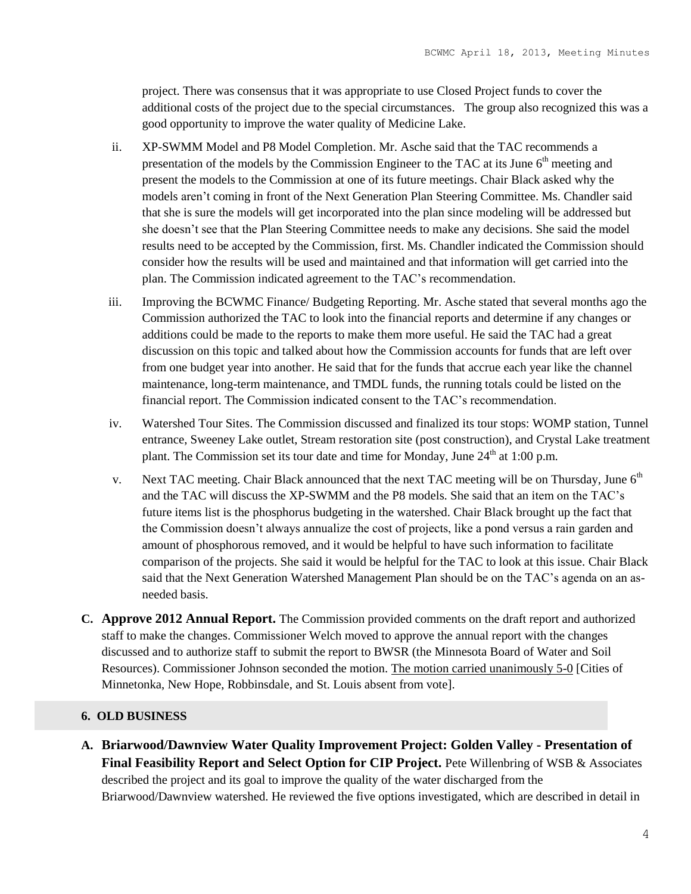project. There was consensus that it was appropriate to use Closed Project funds to cover the additional costs of the project due to the special circumstances. The group also recognized this was a good opportunity to improve the water quality of Medicine Lake.

ii. XP-SWMM Model and P8 Model Completion. Mr. Asche said that the TAC recommends a presentation of the models by the Commission Engineer to the TAC at its June 6th meeting and present the models to the Commission at one of its future meetings. Chair Black asked why the models aren't coming in front of the Next Generation Plan Steering Committee. Ms. Chandler said that she is sure the models will get incorporated into the plan since modeling will be addressed but she doesn't see that the Plan Steering Committee needs to make any decisions. She said the model results need to be accepted by the Commission, first. Ms. Chandler indicated the Commission should consider how the results will be used and maintained and that information will get carried into the plan. The Commission indicated agreement to the TAC's recommendation.

iii. Improving the BCWMC Finance/ Budgeting Reporting. Mr. Asche stated that several months ago the Commission authorized the TAC to look into the financial reports and determine if any changes or additions could be made to the reports to make them more useful. He said the TAC had a great discussion on this topic and talked about how the Commission accounts for funds that are left over from one budget year into another. He said that for the funds that accrue each year like the channel maintenance, long-term maintenance, and TMDL funds, the running totals could be listed on the financial report. The Commission indicated consent to the TAC's recommendation.

iv. Watershed Tour Sites. The Commission discussed and finalized its tour stops: WOMP station, Tunnel entrance, Sweeney Lake outlet, Stream restoration site (post construction), and Crystal Lake treatment plant. The Commission set its tour date and time for Monday, June 24th at 1:00 p.m.

v. Next TAC meeting. Chair Black announced that the next TAC meeting will be on Thursday, June 6th and the TAC will discuss the XP-SWMM and the P8 models. She said that an item on the TAC's future items list is the phosphorus budgeting in the watershed. Chair Black brought up the fact that the Commission doesn't always annualize the cost of projects, like a pond versus a rain garden and amount of phosphorous removed, and it would be helpful to have such information to facilitate comparison of the projects. She said it would be helpful for the TAC to look at this issue. Chair Black said that the Next Generation Watershed Management Plan should be on the TAC's agenda on an as-needed basis.

**C. Approve 2012 Annual Report.** The Commission provided comments on the draft report and authorized staff to make the changes. Commissioner Welch moved to approve the annual report with the changes discussed and to authorize staff to submit the report to BWSR (the Minnesota Board of Water and Soil Resources). Commissioner Johnson seconded the motion. The motion carried unanimously 5-0 [Cities of Minnetonka, New Hope, Robbinsdale, and St. Louis absent from vote].

## 6. OLD BUSINESS

**A. Briarwood/Dawnview Water Quality Improvement Project: Golden Valley - Presentation of Final Feasibility Report and Select Option for CIP Project.** Pete Willenbring of WSB & Associates described the project and its goal to improve the quality of the water discharged from the Briarwood/Dawnview watershed. He reviewed the five options investigated, which are described in detail in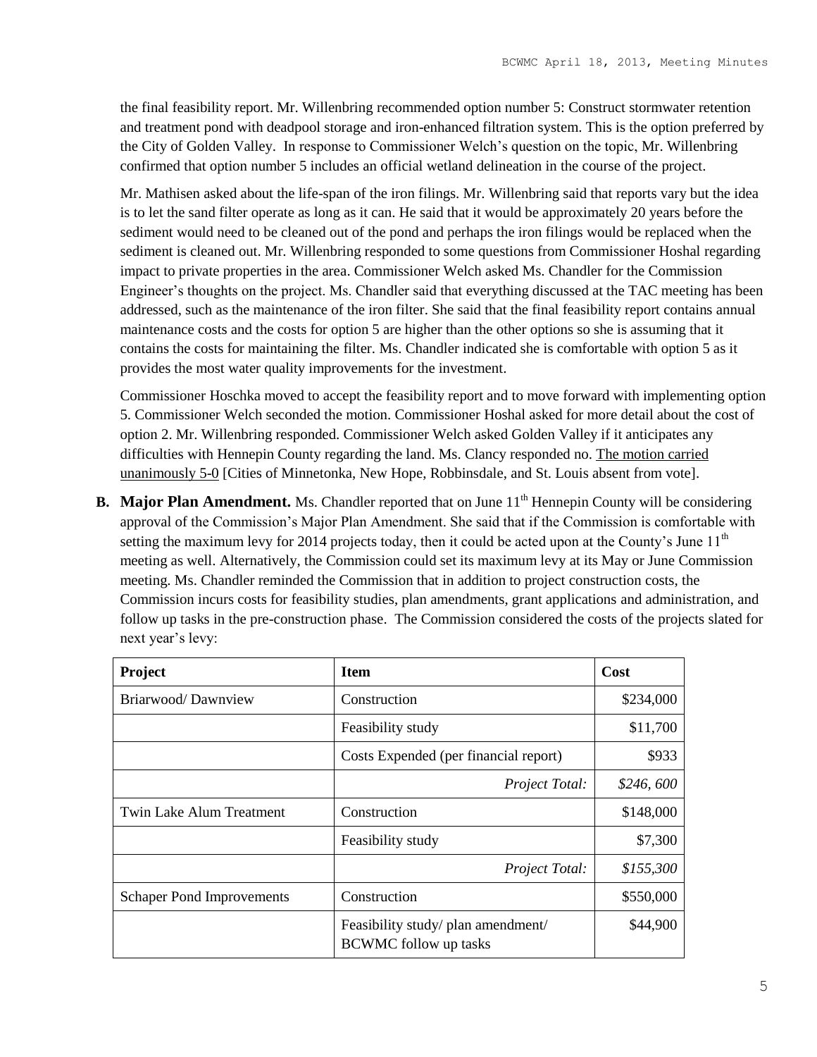the final feasibility report. Mr. Willenbring recommended option number 5: Construct stormwater retention and treatment pond with deadpool storage and iron-enhanced filtration system. This is the option preferred by the City of Golden Valley. In response to Commissioner Welch's question on the topic, Mr. Willenbring confirmed that option number 5 includes an official wetland delineation in the course of the project.

Mr. Mathisen asked about the life-span of the iron filings. Mr. Willenbring said that reports vary but the idea is to let the sand filter operate as long as it can. He said that it would be approximately 20 years before the sediment would need to be cleaned out of the pond and perhaps the iron filings would be replaced when the sediment is cleaned out. Mr. Willenbring responded to some questions from Commissioner Hoshal regarding impact to private properties in the area. Commissioner Welch asked Ms. Chandler for the Commission Engineer's thoughts on the project. Ms. Chandler said that everything discussed at the TAC meeting has been addressed, such as the maintenance of the iron filter. She said that the final feasibility report contains annual maintenance costs and the costs for option 5 are higher than the other options so she is assuming that it contains the costs for maintaining the filter. Ms. Chandler indicated she is comfortable with option 5 as it provides the most water quality improvements for the investment.

Commissioner Hoschka moved to accept the feasibility report and to move forward with implementing option 5. Commissioner Welch seconded the motion. Commissioner Hoshal asked for more detail about the cost of option 2. Mr. Willenbring responded. Commissioner Welch asked Golden Valley if it anticipates any difficulties with Hennepin County regarding the land. Ms. Clancy responded no. The motion carried unanimously 5-0 [Cities of Minnetonka, New Hope, Robbinsdale, and St. Louis absent from vote].

**B. Major Plan Amendment.** Ms. Chandler reported that on June 11th Hennepin County will be considering approval of the Commission's Major Plan Amendment. She said that if the Commission is comfortable with setting the maximum levy for 2014 projects today, then it could be acted upon at the County's June 11th meeting as well. Alternatively, the Commission could set its maximum levy at its May or June Commission meeting. Ms. Chandler reminded the Commission that in addition to project construction costs, the Commission incurs costs for feasibility studies, plan amendments, grant applications and administration, and follow up tasks in the pre-construction phase. The Commission considered the costs of the projects slated for next year's levy:

| Project | Item | Cost |
|---|---|---|
| Briarwood/ Dawnview | Construction | $234,000 |
| | Feasibility study | $11,700 |
| | Costs Expended (per financial report) | $933 |
| | *Project Total:* | *$246, 600* |
| Twin Lake Alum Treatment | Construction | $148,000 |
| | Feasibility study | $7,300 |
| | *Project Total:* | *$155,300* |
| Schaper Pond Improvements | Construction | $550,000 |
| | Feasibility study/ plan amendment/ BCWMC follow up tasks | $44,900 |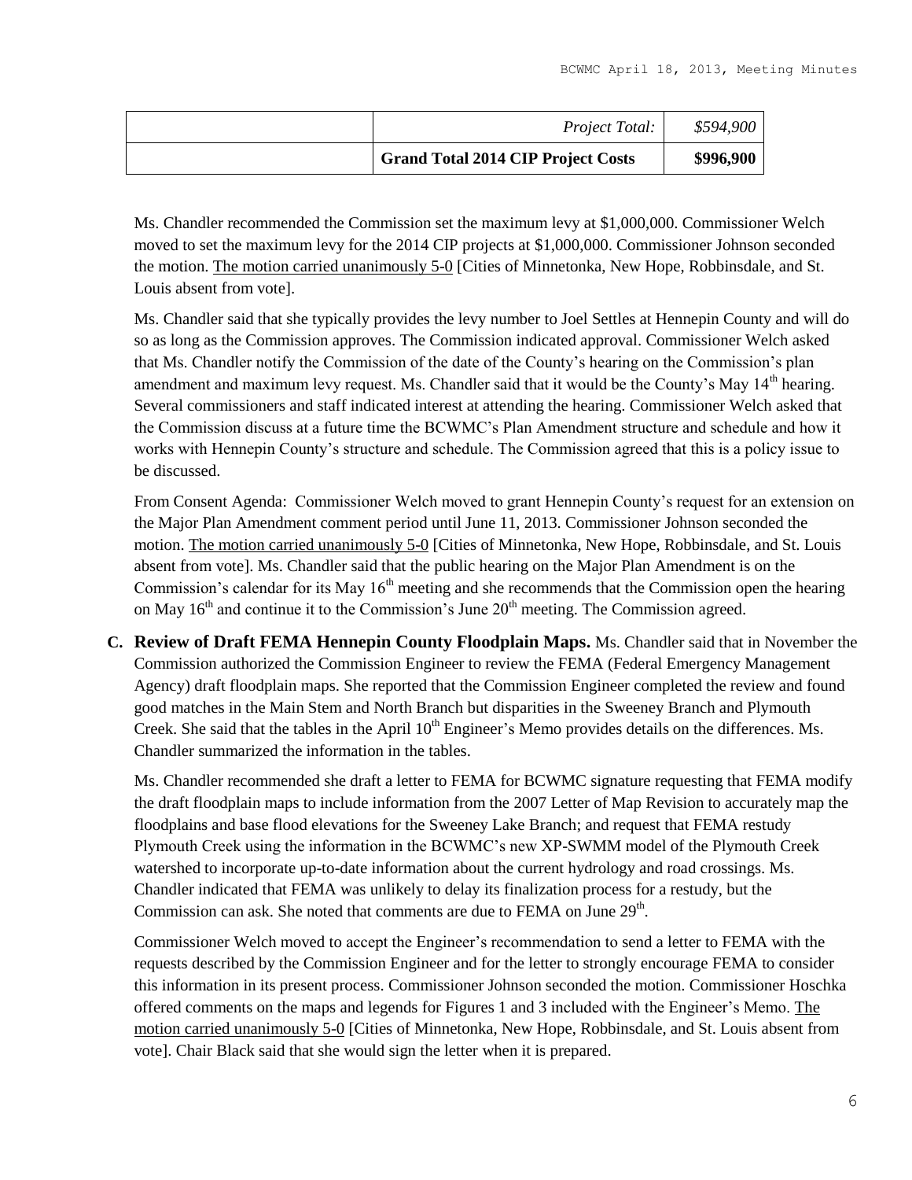| | | |
|---|---|---|
| | *Project Total:* | *$594,900* |
| | **Grand Total 2014 CIP Project Costs** | **$996,900** |

Ms. Chandler recommended the Commission set the maximum levy at $1,000,000. Commissioner Welch moved to set the maximum levy for the 2014 CIP projects at $1,000,000. Commissioner Johnson seconded the motion. The motion carried unanimously 5-0 [Cities of Minnetonka, New Hope, Robbinsdale, and St. Louis absent from vote].

Ms. Chandler said that she typically provides the levy number to Joel Settles at Hennepin County and will do so as long as the Commission approves. The Commission indicated approval. Commissioner Welch asked that Ms. Chandler notify the Commission of the date of the County's hearing on the Commission's plan amendment and maximum levy request. Ms. Chandler said that it would be the County's May 14th hearing. Several commissioners and staff indicated interest at attending the hearing. Commissioner Welch asked that the Commission discuss at a future time the BCWMC's Plan Amendment structure and schedule and how it works with Hennepin County's structure and schedule. The Commission agreed that this is a policy issue to be discussed.

From Consent Agenda: Commissioner Welch moved to grant Hennepin County's request for an extension on the Major Plan Amendment comment period until June 11, 2013. Commissioner Johnson seconded the motion. The motion carried unanimously 5-0 [Cities of Minnetonka, New Hope, Robbinsdale, and St. Louis absent from vote]. Ms. Chandler said that the public hearing on the Major Plan Amendment is on the Commission's calendar for its May 16th meeting and she recommends that the Commission open the hearing on May 16th and continue it to the Commission's June 20th meeting. The Commission agreed.

**C. Review of Draft FEMA Hennepin County Floodplain Maps.** Ms. Chandler said that in November the Commission authorized the Commission Engineer to review the FEMA (Federal Emergency Management Agency) draft floodplain maps. She reported that the Commission Engineer completed the review and found good matches in the Main Stem and North Branch but disparities in the Sweeney Branch and Plymouth Creek. She said that the tables in the April 10th Engineer's Memo provides details on the differences. Ms. Chandler summarized the information in the tables.

Ms. Chandler recommended she draft a letter to FEMA for BCWMC signature requesting that FEMA modify the draft floodplain maps to include information from the 2007 Letter of Map Revision to accurately map the floodplains and base flood elevations for the Sweeney Lake Branch; and request that FEMA restudy Plymouth Creek using the information in the BCWMC's new XP-SWMM model of the Plymouth Creek watershed to incorporate up-to-date information about the current hydrology and road crossings. Ms. Chandler indicated that FEMA was unlikely to delay its finalization process for a restudy, but the Commission can ask. She noted that comments are due to FEMA on June 29th.

Commissioner Welch moved to accept the Engineer's recommendation to send a letter to FEMA with the requests described by the Commission Engineer and for the letter to strongly encourage FEMA to consider this information in its present process. Commissioner Johnson seconded the motion. Commissioner Hoschka offered comments on the maps and legends for Figures 1 and 3 included with the Engineer's Memo. The motion carried unanimously 5-0 [Cities of Minnetonka, New Hope, Robbinsdale, and St. Louis absent from vote]. Chair Black said that she would sign the letter when it is prepared.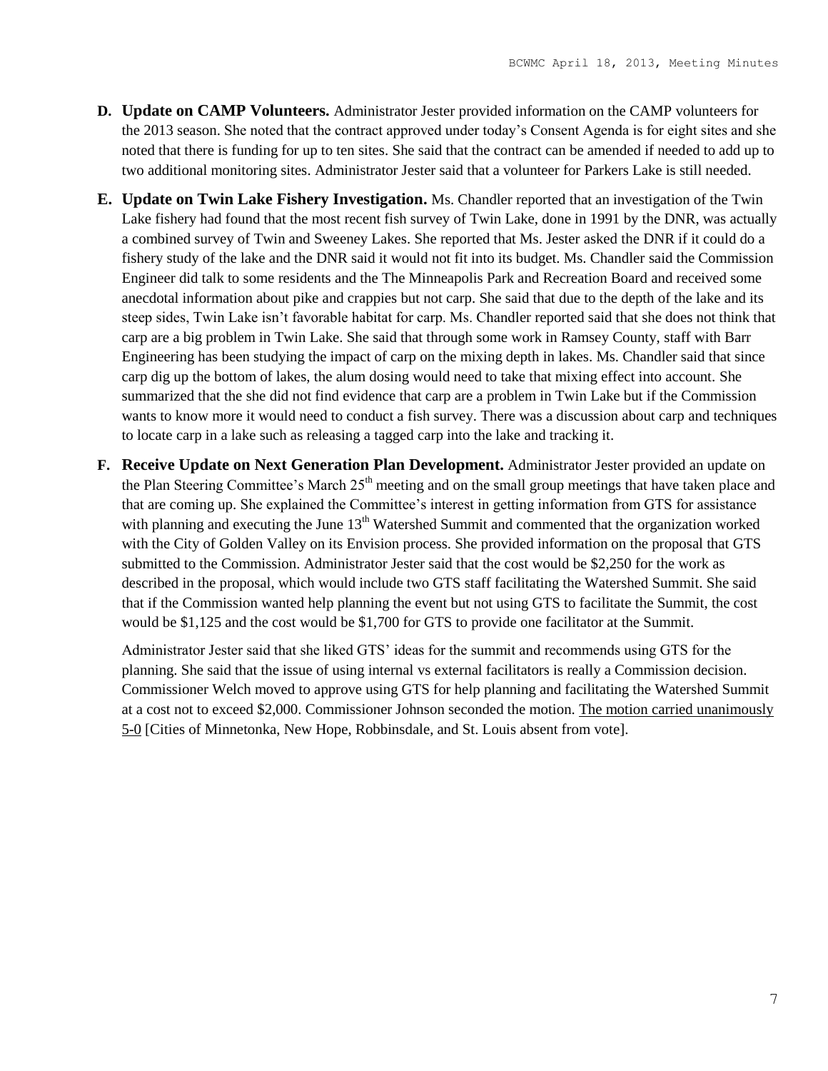- **D. Update on CAMP Volunteers.** Administrator Jester provided information on the CAMP volunteers for the 2013 season. She noted that the contract approved under today's Consent Agenda is for eight sites and she noted that there is funding for up to ten sites. She said that the contract can be amended if needed to add up to two additional monitoring sites. Administrator Jester said that a volunteer for Parkers Lake is still needed.

- **E. Update on Twin Lake Fishery Investigation.** Ms. Chandler reported that an investigation of the Twin Lake fishery had found that the most recent fish survey of Twin Lake, done in 1991 by the DNR, was actually a combined survey of Twin and Sweeney Lakes. She reported that Ms. Jester asked the DNR if it could do a fishery study of the lake and the DNR said it would not fit into its budget. Ms. Chandler said the Commission Engineer did talk to some residents and the The Minneapolis Park and Recreation Board and received some anecdotal information about pike and crappies but not carp. She said that due to the depth of the lake and its steep sides, Twin Lake isn't favorable habitat for carp. Ms. Chandler reported said that she does not think that carp are a big problem in Twin Lake. She said that through some work in Ramsey County, staff with Barr Engineering has been studying the impact of carp on the mixing depth in lakes. Ms. Chandler said that since carp dig up the bottom of lakes, the alum dosing would need to take that mixing effect into account. She summarized that the she did not find evidence that carp are a problem in Twin Lake but if the Commission wants to know more it would need to conduct a fish survey. There was a discussion about carp and techniques to locate carp in a lake such as releasing a tagged carp into the lake and tracking it.

- **F. Receive Update on Next Generation Plan Development.** Administrator Jester provided an update on the Plan Steering Committee's March 25th meeting and on the small group meetings that have taken place and that are coming up. She explained the Committee's interest in getting information from GTS for assistance with planning and executing the June 13th Watershed Summit and commented that the organization worked with the City of Golden Valley on its Envision process. She provided information on the proposal that GTS submitted to the Commission. Administrator Jester said that the cost would be $2,250 for the work as described in the proposal, which would include two GTS staff facilitating the Watershed Summit. She said that if the Commission wanted help planning the event but not using GTS to facilitate the Summit, the cost would be $1,125 and the cost would be $1,700 for GTS to provide one facilitator at the Summit.

  Administrator Jester said that she liked GTS' ideas for the summit and recommends using GTS for the planning. She said that the issue of using internal vs external facilitators is really a Commission decision. Commissioner Welch moved to approve using GTS for help planning and facilitating the Watershed Summit at a cost not to exceed $2,000. Commissioner Johnson seconded the motion. <u>The motion carried unanimously 5-0</u> [Cities of Minnetonka, New Hope, Robbinsdale, and St. Louis absent from vote].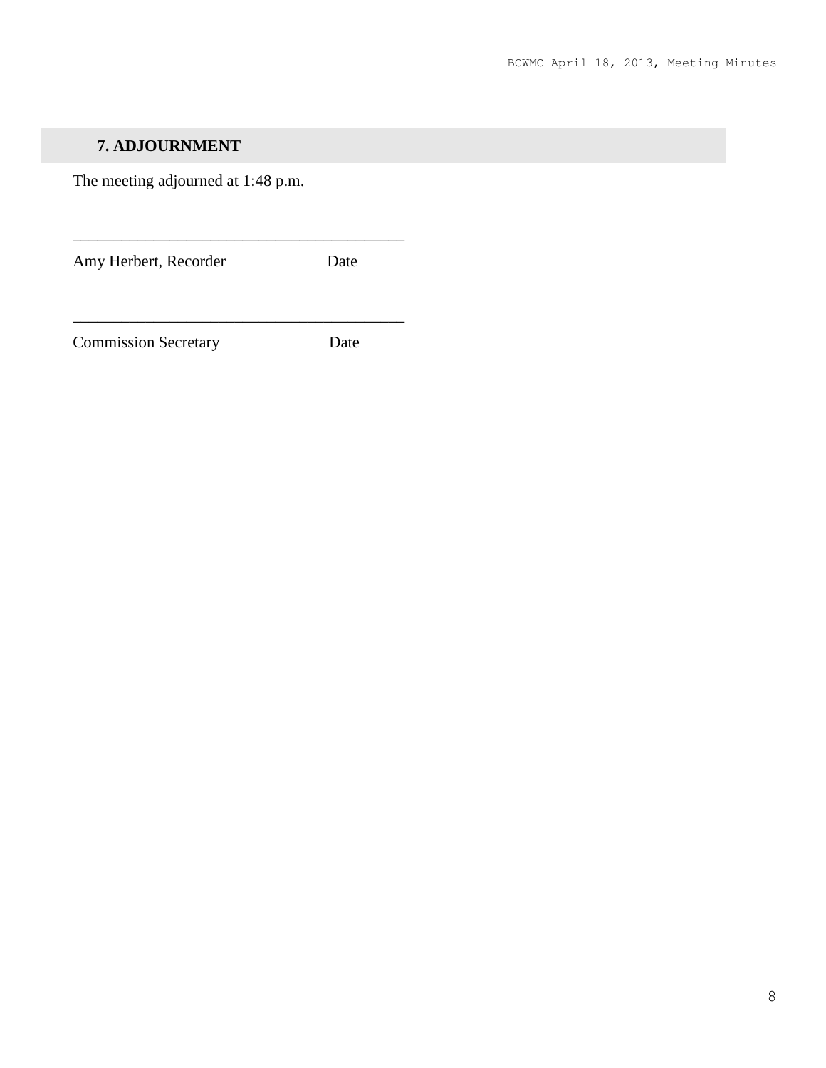## 7. ADJOURNMENT

The meeting adjourned at 1:48 p.m.

\_\_\_\_\_\_\_\_\_\_\_\_\_\_\_\_\_\_\_\_\_\_\_\_\_\_\_\_\_\_\_\_\_\_\_\_\_\_\_\_

Amy Herbert, Recorder  Date

\_\_\_\_\_\_\_\_\_\_\_\_\_\_\_\_\_\_\_\_\_\_\_\_\_\_\_\_\_\_\_\_\_\_\_\_\_\_\_\_

Commission Secretary  Date